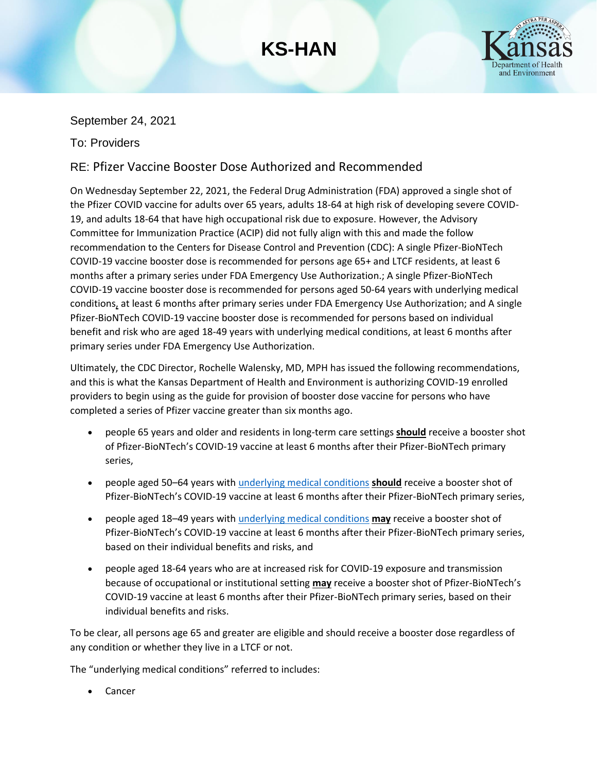# KS-HAN

Kansas Department of Health and Environment

September 24, 2021

To: Providers

## RE: Pfizer Vaccine Booster Dose Authorized and Recommended

On Wednesday September 22, 2021, the Federal Drug Administration (FDA) approved a single shot of the Pfizer COVID vaccine for adults over 65 years, adults 18-64 at high risk of developing severe COVID-19, and adults 18-64 that have high occupational risk due to exposure. However, the Advisory Committee for Immunization Practice (ACIP) did not fully align with this and made the follow recommendation to the Centers for Disease Control and Prevention (CDC): A single Pfizer-BioNTech COVID-19 vaccine booster dose is recommended for persons age 65+ and LTCF residents, at least 6 months after a primary series under FDA Emergency Use Authorization.; A single Pfizer-BioNTech COVID-19 vaccine booster dose is recommended for persons aged 50-64 years with underlying medical conditions, at least 6 months after primary series under FDA Emergency Use Authorization; and A single Pfizer-BioNTech COVID-19 vaccine booster dose is recommended for persons based on individual benefit and risk who are aged 18-49 years with underlying medical conditions, at least 6 months after primary series under FDA Emergency Use Authorization.

Ultimately, the CDC Director, Rochelle Walensky, MD, MPH has issued the following recommendations, and this is what the Kansas Department of Health and Environment is authorizing COVID-19 enrolled providers to begin using as the guide for provision of booster dose vaccine for persons who have completed a series of Pfizer vaccine greater than six months ago.

- people 65 years and older and residents in long-term care settings **should** receive a booster shot of Pfizer-BioNTech's COVID-19 vaccine at least 6 months after their Pfizer-BioNTech primary series,
- people aged 50–64 years with underlying medical conditions **should** receive a booster shot of Pfizer-BioNTech's COVID-19 vaccine at least 6 months after their Pfizer-BioNTech primary series,
- people aged 18–49 years with underlying medical conditions **may** receive a booster shot of Pfizer-BioNTech's COVID-19 vaccine at least 6 months after their Pfizer-BioNTech primary series, based on their individual benefits and risks, and
- people aged 18-64 years who are at increased risk for COVID-19 exposure and transmission because of occupational or institutional setting **may** receive a booster shot of Pfizer-BioNTech's COVID-19 vaccine at least 6 months after their Pfizer-BioNTech primary series, based on their individual benefits and risks.

To be clear, all persons age 65 and greater are eligible and should receive a booster dose regardless of any condition or whether they live in a LTCF or not.

The "underlying medical conditions" referred to includes:

- Cancer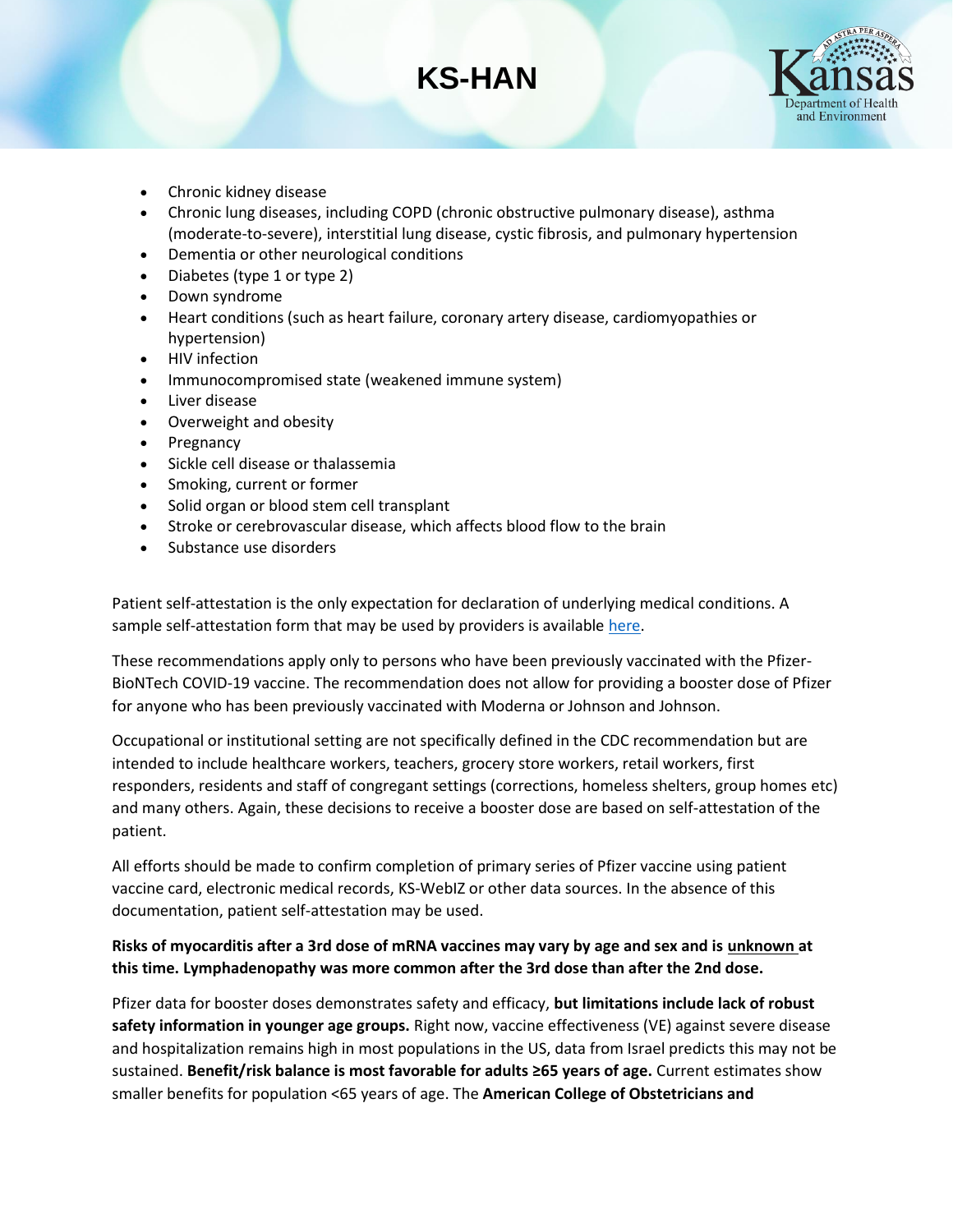- Chronic kidney disease
- Chronic lung diseases, including COPD (chronic obstructive pulmonary disease), asthma (moderate-to-severe), interstitial lung disease, cystic fibrosis, and pulmonary hypertension
- Dementia or other neurological conditions
- Diabetes (type 1 or type 2)
- Down syndrome
- Heart conditions (such as heart failure, coronary artery disease, cardiomyopathies or hypertension)
- HIV infection
- Immunocompromised state (weakened immune system)
- Liver disease
- Overweight and obesity
- Pregnancy
- Sickle cell disease or thalassemia
- Smoking, current or former
- Solid organ or blood stem cell transplant
- Stroke or cerebrovascular disease, which affects blood flow to the brain
- Substance use disorders

Patient self-attestation is the only expectation for declaration of underlying medical conditions. A sample self-attestation form that may be used by providers is available here.

These recommendations apply only to persons who have been previously vaccinated with the Pfizer-BioNTech COVID-19 vaccine. The recommendation does not allow for providing a booster dose of Pfizer for anyone who has been previously vaccinated with Moderna or Johnson and Johnson.

Occupational or institutional setting are not specifically defined in the CDC recommendation but are intended to include healthcare workers, teachers, grocery store workers, retail workers, first responders, residents and staff of congregant settings (corrections, homeless shelters, group homes etc) and many others. Again, these decisions to receive a booster dose are based on self-attestation of the patient.

All efforts should be made to confirm completion of primary series of Pfizer vaccine using patient vaccine card, electronic medical records, KS-WebIZ or other data sources. In the absence of this documentation, patient self-attestation may be used.

**Risks of myocarditis after a 3rd dose of mRNA vaccines may vary by age and sex and is unknown at this time. Lymphadenopathy was more common after the 3rd dose than after the 2nd dose.**

Pfizer data for booster doses demonstrates safety and efficacy, **but limitations include lack of robust safety information in younger age groups.** Right now, vaccine effectiveness (VE) against severe disease and hospitalization remains high in most populations in the US, data from Israel predicts this may not be sustained. **Benefit/risk balance is most favorable for adults ≥65 years of age.** Current estimates show smaller benefits for population <65 years of age. The **American College of Obstetricians and**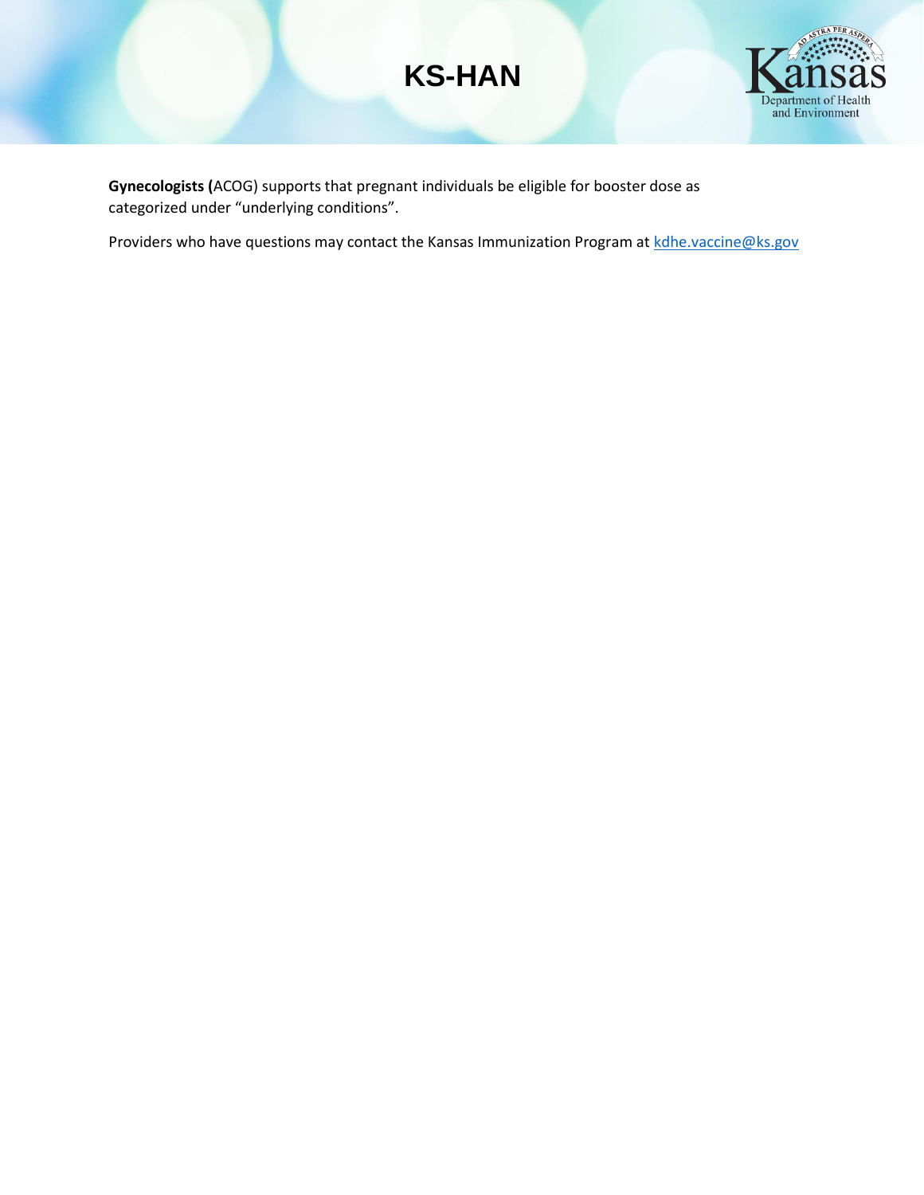**Gynecologists (**ACOG) supports that pregnant individuals be eligible for booster dose as categorized under “underlying conditions”.

Providers who have questions may contact the Kansas Immunization Program at [kdhe.vaccine@ks.gov](mailto:kdhe.vaccine@ks.gov)